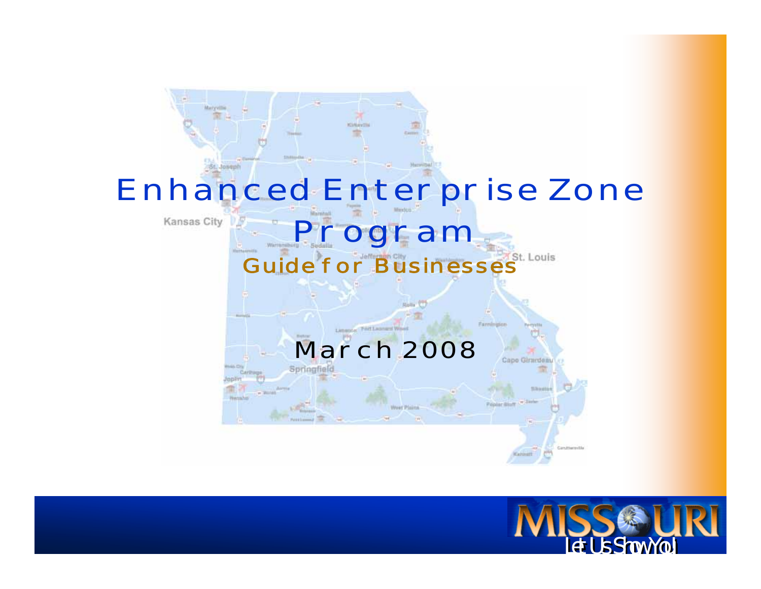# Enhanced Enterprise Zone Program

## Guide for Businesses

March 2008

MISSOURI
Let Us Show You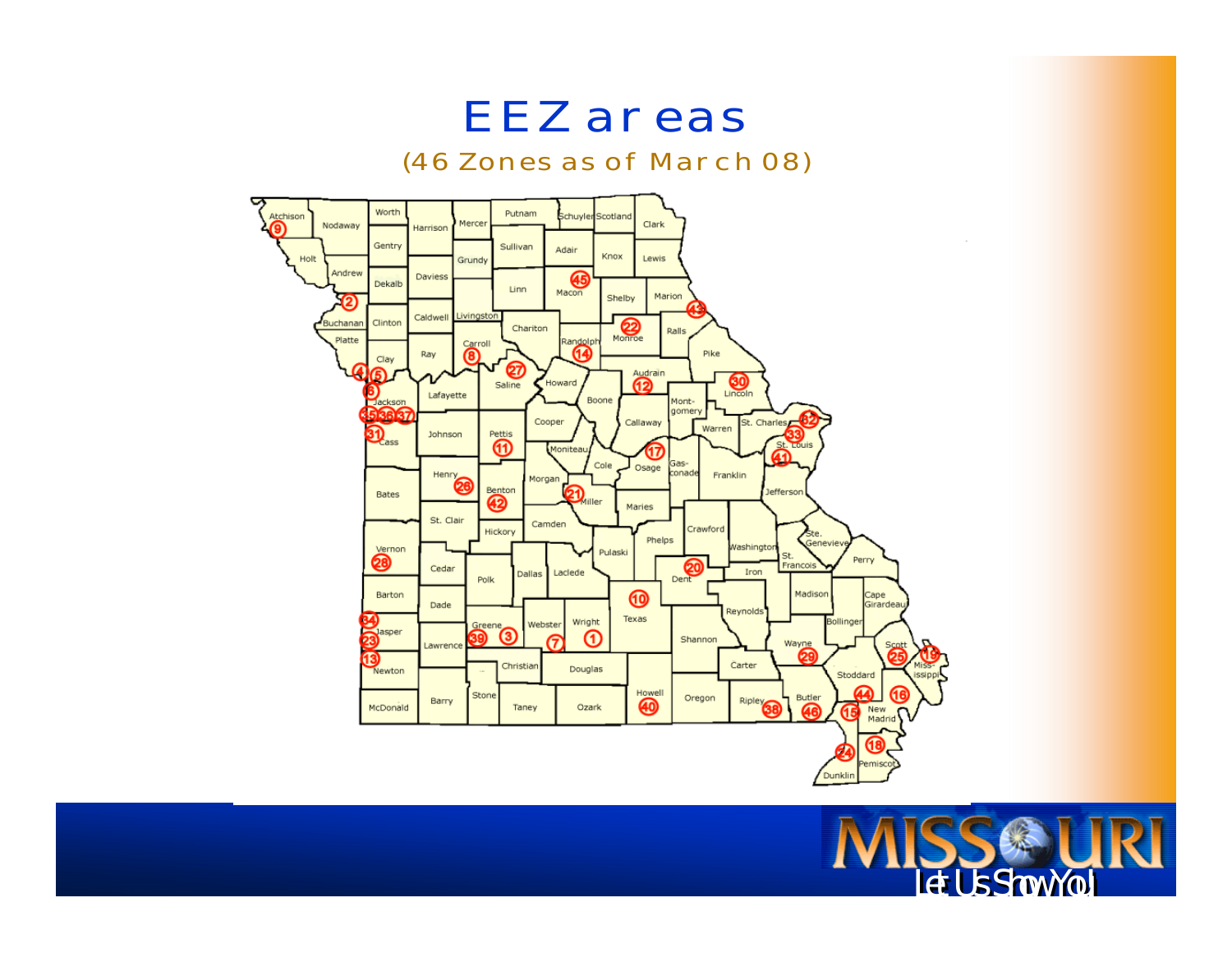# EEZ areas

(46 Zones as of March 08)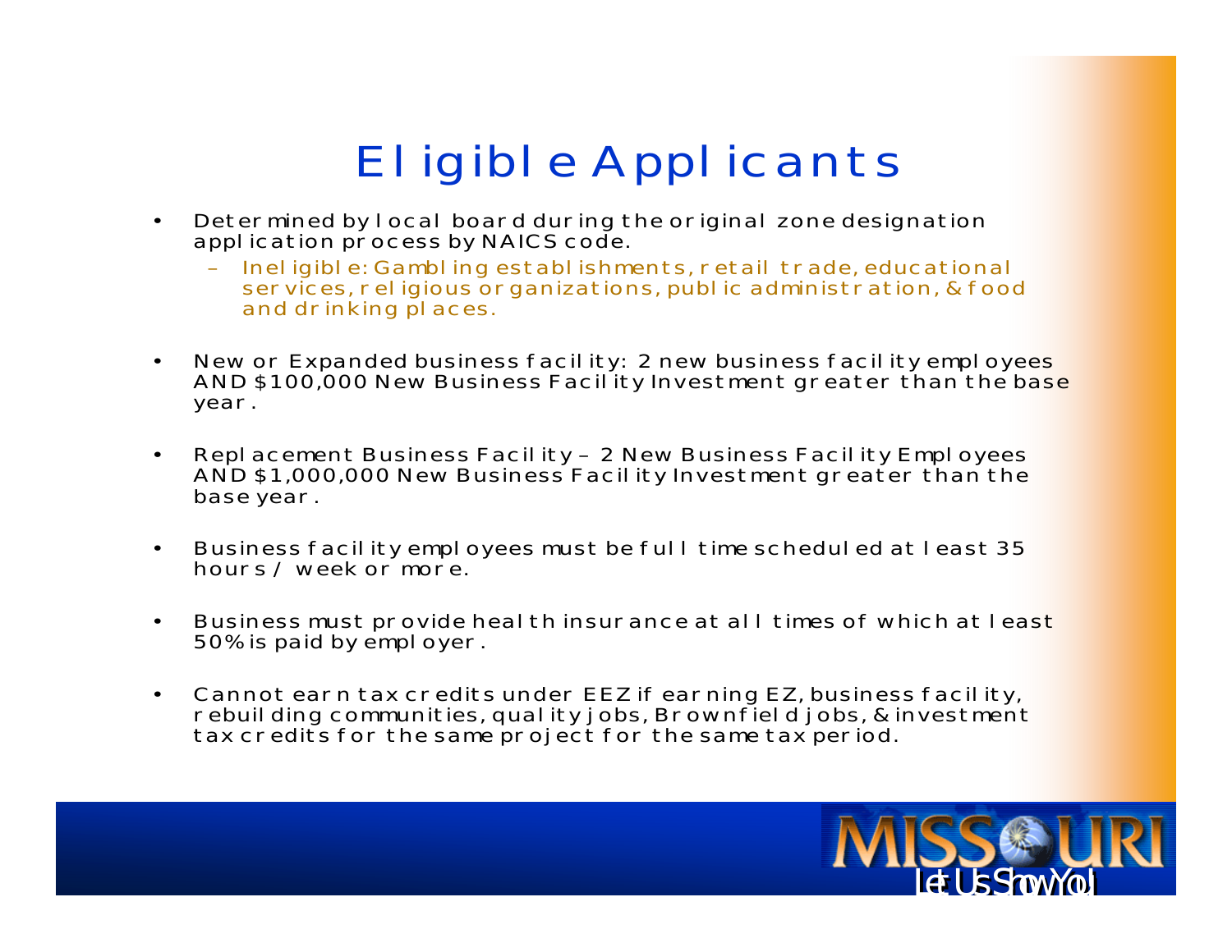# Eligible Applicants

- Determined by local board during the original zone designation application process by NAICS code.
  - Ineligible: Gambling establishments, retail trade, educational services, religious organizations, public administration, & food and drinking places.
- New or Expanded business facility: 2 new business facility employees AND $100,000 New Business Facility Investment greater than the base year.
- Replacement Business Facility – 2 New Business Facility Employees AND $1,000,000 New Business Facility Investment greater than the base year.
- Business facility employees must be full time scheduled at least 35 hours / week or more.
- Business must provide health insurance at all times of which at least 50% is paid by employer.
- Cannot earn tax credits under EEZ if earning EZ, business facility, rebuilding communities, quality jobs, Brownfield jobs, & investment tax credits for the same project for the same tax period.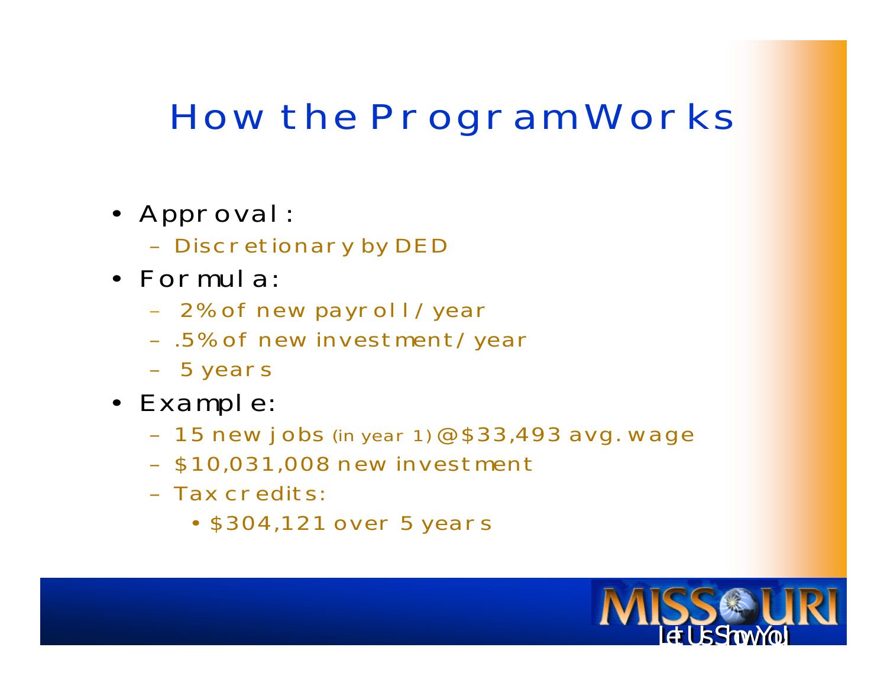# How the Program Works

- Approval:
  - Discretionary by DED
- Formula:
  - 2% of new payroll / year
  - .5% of new investment / year
  - 5 years
- Example:
  - 15 new jobs (in year 1) @ $33,493 avg. wage
  - $10,031,008 new investment
  - Tax credits:
    - $304,121 over 5 years

MISSOURI
Let Us Show You!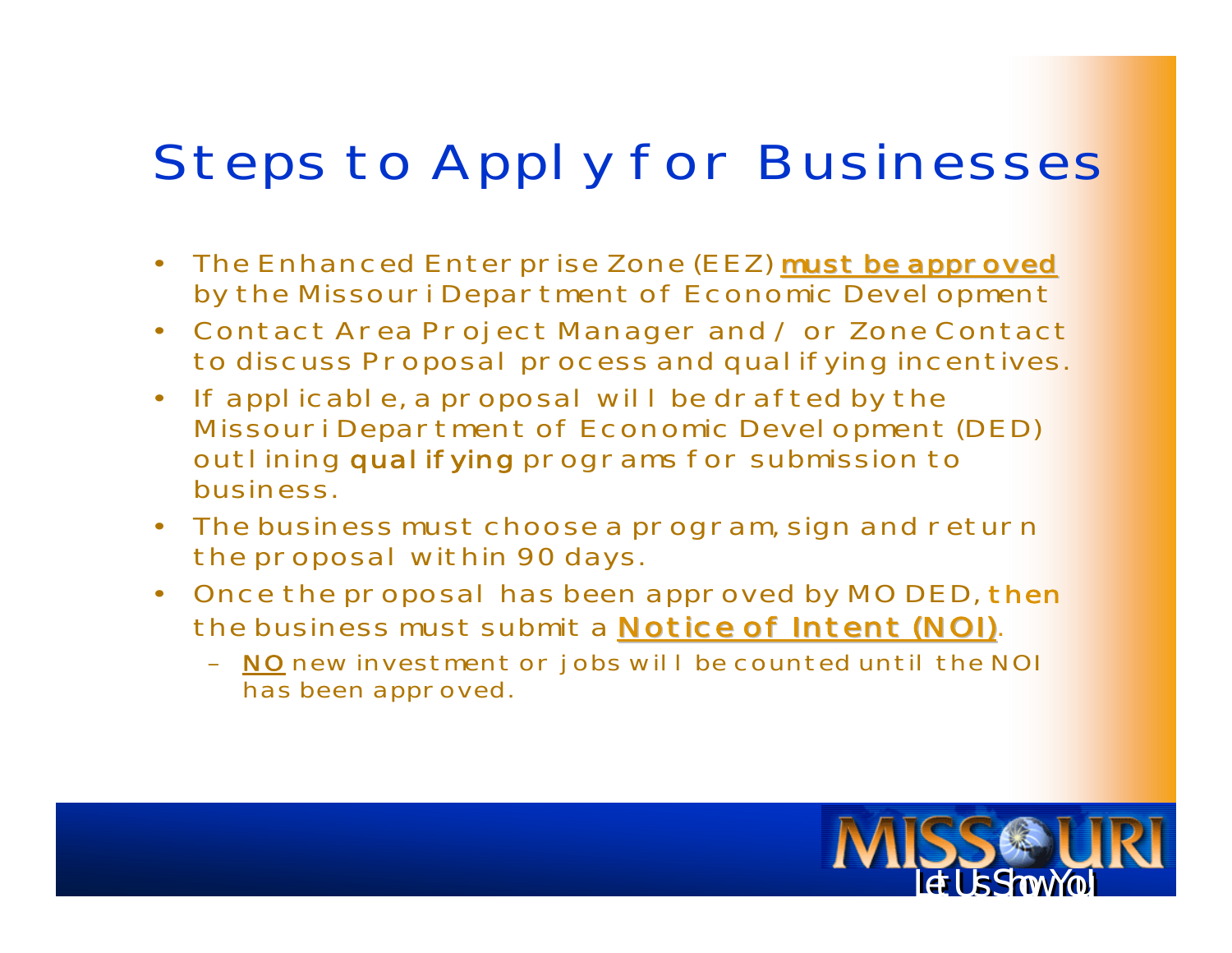# Steps to Apply for Businesses

- The Enhanced Enterprise Zone (EEZ) **must be approved** by the Missouri Department of Economic Development
- Contact Area Project Manager and / or Zone Contact to discuss Proposal process and qualifying incentives.
- If applicable, a proposal will be drafted by the Missouri Department of Economic Development (DED) outlining **qualifying** programs for submission to business.
- The business must choose a program, sign and return the proposal within 90 days.
- Once the proposal has been approved by MO DED, **then** the business must submit a **Notice of Intent (NOI)**.
  - **NO** new investment or jobs will be counted until the NOI has been approved.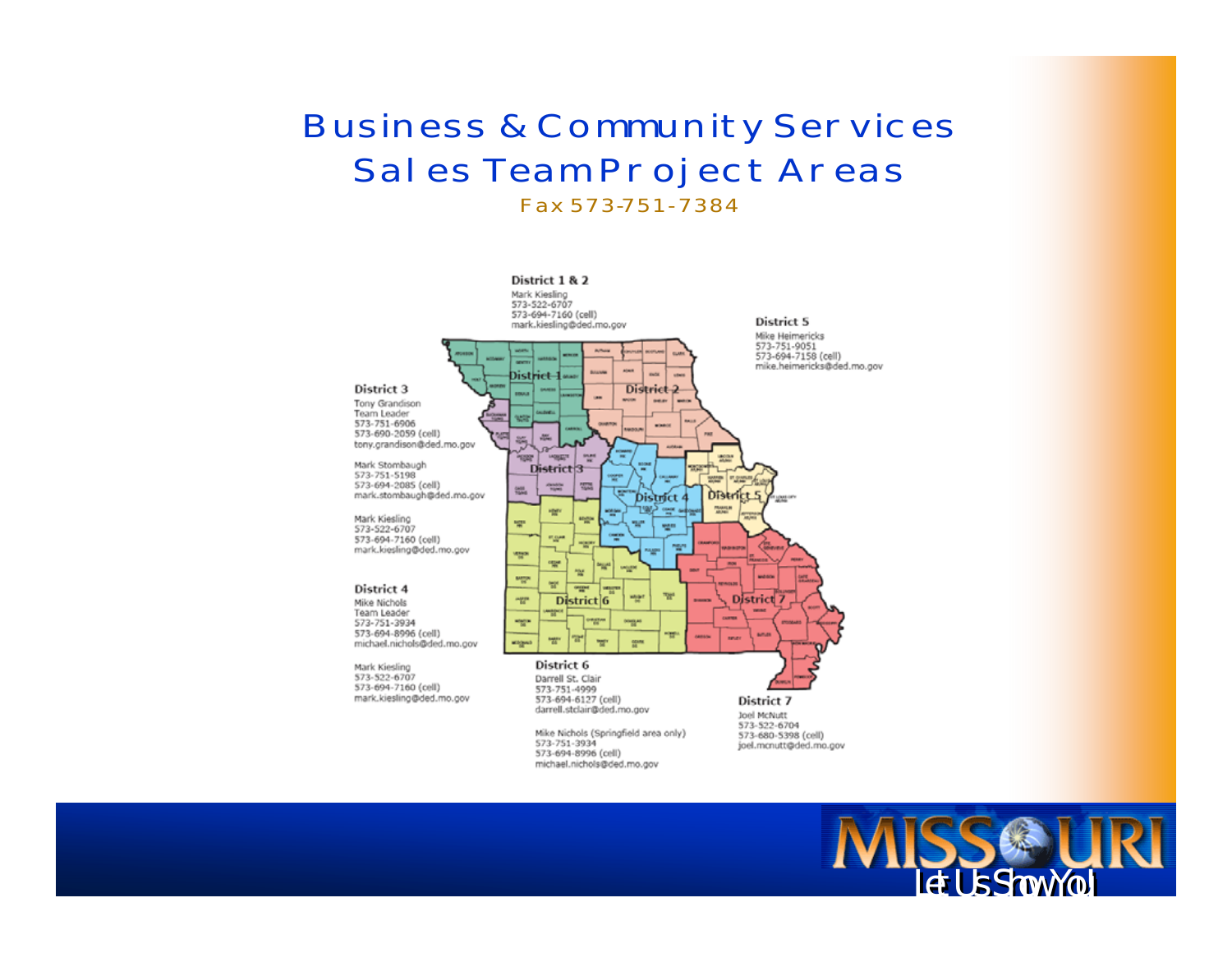# Business & Community Services Sales Team Project Areas

Fax 573-751-7384

**District 1 & 2**
Mark Kiesling
573-522-6707
573-694-7160 (cell)
mark.kiesling@ded.mo.gov

**District 3**
Tony Grandison
Team Leader
573-751-6906
573-690-2059 (cell)
tony.grandison@ded.mo.gov

Mark Stombaugh
573-751-5198
573-694-2085 (cell)
mark.stombaugh@ded.mo.gov

Mark Kiesling
573-522-6707
573-694-7160 (cell)
mark.kiesling@ded.mo.gov

**District 4**
Mike Nichols
Team Leader
573-751-3934
573-694-8996 (cell)
michael.nichols@ded.mo.gov

Mark Kiesling
573-522-6707
573-694-7160 (cell)
mark.kiesling@ded.mo.gov

**District 5**
Mike Heimericks
573-751-9051
573-694-7158 (cell)
mike.heimericks@ded.mo.gov

**District 6**
Darrell St. Clair
573-751-4999
573-694-6127 (cell)
darrell.stclair@ded.mo.gov

Mike Nichols (Springfield area only)
573-751-3934
573-694-8996 (cell)
michael.nichols@ded.mo.gov

**District 7**
Joel McNutt
573-522-6704
573-680-5398 (cell)
joel.mcnutt@ded.mo.gov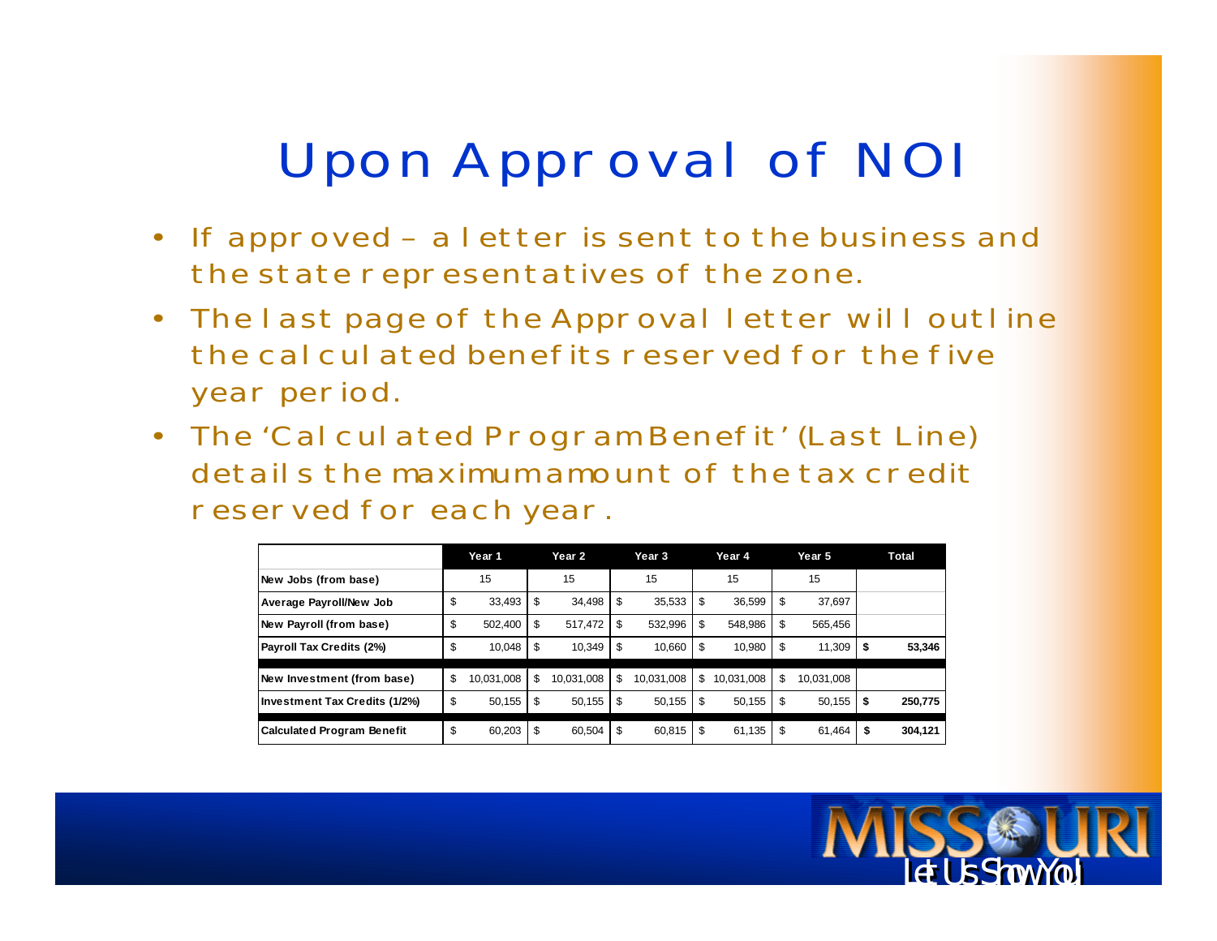# Upon Approval of NOI

- If approved – a letter is sent to the business and the state representatives of the zone.
- The last page of the Approval letter will outline the calculated benefits reserved for the five year period.
- The 'Calculated Program Benefit' (Last Line) details the maximum amount of the tax credit reserved for each year.

| | Year 1 | Year 2 | Year 3 | Year 4 | Year 5 | Total |
|---|---|---|---|---|---|---|
| New Jobs (from base) | 15 | 15 | 15 | 15 | 15 | |
| Average Payroll/New Job | $ 33,493 | $ 34,498 | $ 35,533 | $ 36,599 | $ 37,697 | |
| New Payroll (from base) | $ 502,400 | $ 517,472 | $ 532,996 | $ 548,986 | $ 565,456 | |
| Payroll Tax Credits (2%) | $ 10,048 | $ 10,349 | $ 10,660 | $ 10,980 | $ 11,309 | **$ 53,346** |
| New Investment (from base) | $ 10,031,008 | $ 10,031,008 | $ 10,031,008 | $ 10,031,008 | $ 10,031,008 | |
| Investment Tax Credits (1/2%) | $ 50,155 | $ 50,155 | $ 50,155 | $ 50,155 | $ 50,155 | **$ 250,775** |
| Calculated Program Benefit | $ 60,203 | $ 60,504 | $ 60,815 | $ 61,135 | $ 61,464 | **$ 304,121** |

MISSOURI Let Us Show You!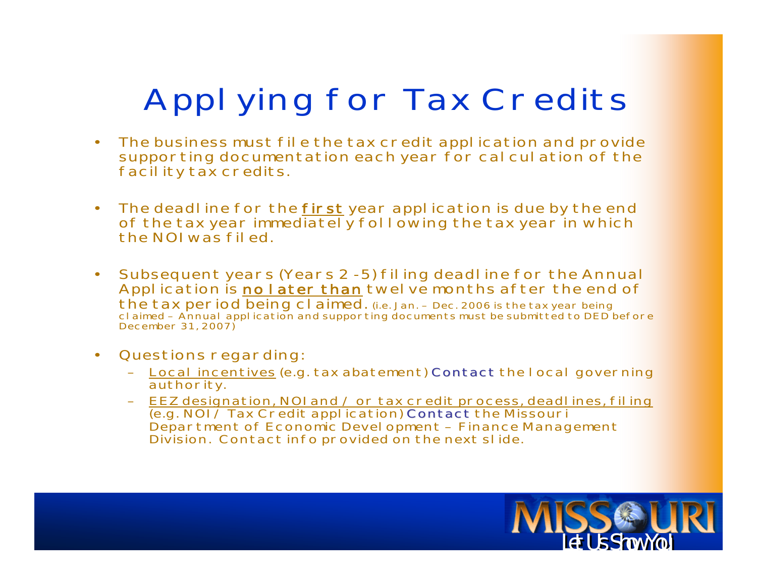# Applying for Tax Credits

- The business must file the tax credit application and provide supporting documentation each year for calculation of the facility tax credits.

- The deadline for the <u>first</u> year application is due by the end of the tax year immediately following the tax year in which the NOI was filed.

- Subsequent years (Years 2 -5) filing deadline for the Annual Application is <u>no later than</u> twelve months after the end of the tax period being claimed. (i.e. Jan. – Dec. 2006 is the tax year being claimed – Annual application and supporting documents must be submitted to DED before December 31, 2007)

- Questions regarding:
  - <u>Local incentives</u> (e.g. tax abatement) Contact the local governing authority.
  - <u>EEZ designation, NOI and / or tax credit process, deadlines, filing</u> (e.g. NOI / Tax Credit application) Contact the Missouri Department of Economic Development – Finance Management Division. Contact info provided on the next slide.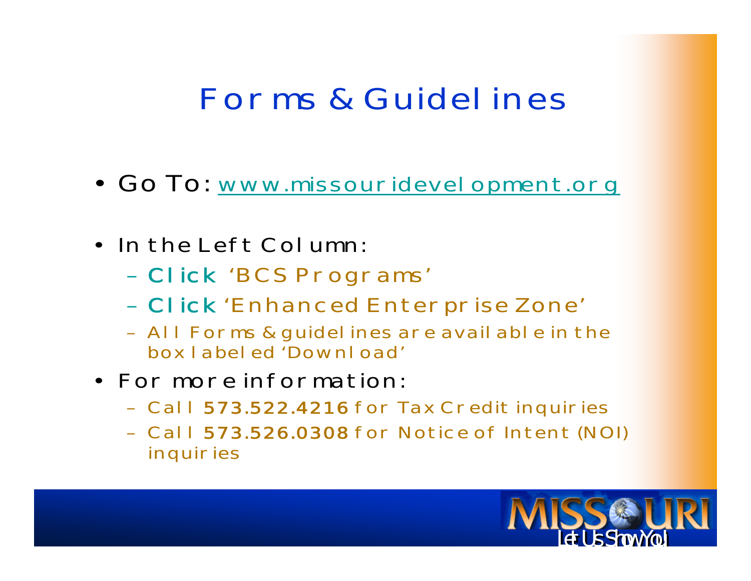# Forms & Guidelines

- Go To: www.missouridevelopment.org
- In the Left Column:
  - Click 'BCS Programs'
  - Click 'Enhanced Enterprise Zone'
  - All Forms & guidelines are available in the box labeled 'Download'
- For more information:
  - Call 573.522.4216 for Tax Credit inquiries
  - Call 573.526.0308 for Notice of Intent (NOI) inquiries

MISSOURI
Let Us Show You!